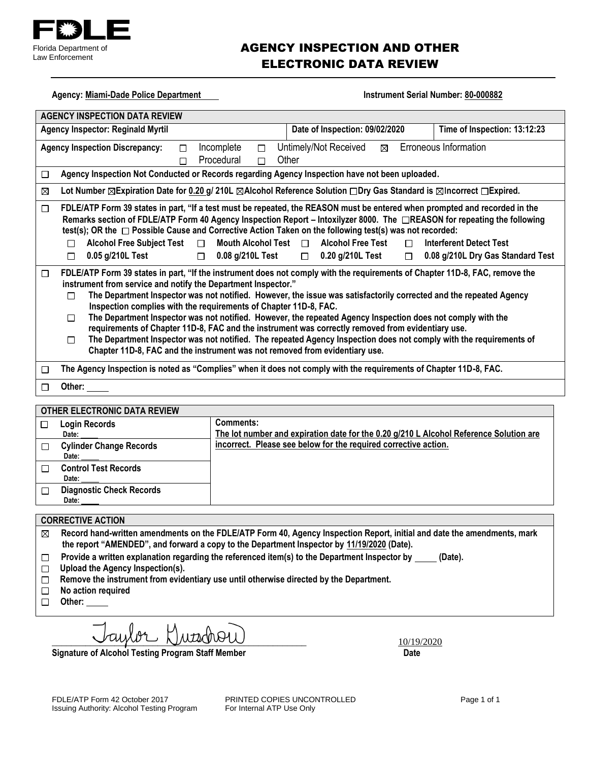**FDLE**

Florida Department of Law Enforcement

# AGENCY INSPECTION AND OTHER ELECTRONIC DATA REVIEW

**Agency:** Miami-Dade Police Department

**Instrument Serial Number:** 80-000882

| AGENCY INSPECTION DATA REVIEW | | |
|---|---|---|
| **Agency Inspector: Reginald Myrtil** | **Date of Inspection: 09/02/2020** | **Time of Inspection: 13:12:23** |

**Agency Inspection Discrepancy:** ☐ Incomplete ☐ Untimely/Not Received ☒ Erroneous Information ☐ Procedural ☐ Other

☐ **Agency Inspection Not Conducted or Records regarding Agency Inspection have not been uploaded.**

☒ **Lot Number ☒Expiration Date for 0.20 g/ 210L ☒Alcohol Reference Solution ☐Dry Gas Standard is ☒Incorrect ☐Expired.**

☐ **FDLE/ATP Form 39 states in part, "If a test must be repeated, the REASON must be entered when prompted and recorded in the Remarks section of FDLE/ATP Form 40 Agency Inspection Report – Intoxilyzer 8000. The ☐REASON for repeating the following test(s); OR the ☐ Possible Cause and Corrective Action Taken on the following test(s) was not recorded:**

- ☐ **Alcohol Free Subject Test** ☐ **Mouth Alcohol Test** ☐ **Alcohol Free Test** ☐ **Interferent Detect Test**
- ☐ **0.05 g/210L Test** ☐ **0.08 g/210L Test** ☐ **0.20 g/210L Test** ☐ **0.08 g/210L Dry Gas Standard Test**

☐ **FDLE/ATP Form 39 states in part, "If the instrument does not comply with the requirements of Chapter 11D-8, FAC, remove the instrument from service and notify the Department Inspector."**

- ☐ **The Department Inspector was not notified. However, the issue was satisfactorily corrected and the repeated Agency Inspection complies with the requirements of Chapter 11D-8, FAC.**
- ☐ **The Department Inspector was not notified. However, the repeated Agency Inspection does not comply with the requirements of Chapter 11D-8, FAC and the instrument was correctly removed from evidentiary use.**
- ☐ **The Department Inspector was not notified. The repeated Agency Inspection does not comply with the requirements of Chapter 11D-8, FAC and the instrument was not removed from evidentiary use.**

☐ **The Agency Inspection is noted as "Complies" when it does not comply with the requirements of Chapter 11D-8, FAC.**

☐ **Other:**

| OTHER ELECTRONIC DATA REVIEW | |
|---|---|
| ☐ **Login Records** Date: | **Comments:** The lot number and expiration date for the 0.20 g/210 L Alcohol Reference Solution are incorrect. Please see below for the required corrective action. |
| ☐ **Cylinder Change Records** Date: | |
| ☐ **Control Test Records** Date: | |
| ☐ **Diagnostic Check Records** Date: | |

**CORRECTIVE ACTION**

- ☒ **Record hand-written amendments on the FDLE/ATP Form 40, Agency Inspection Report, initial and date the amendments, mark the report "AMENDED", and forward a copy to the Department Inspector by 11/19/2020 (Date).**
- ☐ **Provide a written explanation regarding the referenced item(s) to the Department Inspector by \_\_\_\_\_ (Date).**
- ☐ **Upload the Agency Inspection(s).**
- ☐ **Remove the instrument from evidentiary use until otherwise directed by the Department.**
- ☐ **No action required**
- ☐ **Other:**

Taylor Gutschow (signature)

**Signature of Alcohol Testing Program Staff Member**

10/19/2020

**Date**

FDLE/ATP Form 42 October 2017
Issuing Authority: Alcohol Testing Program

PRINTED COPIES UNCONTROLLED
For Internal ATP Use Only